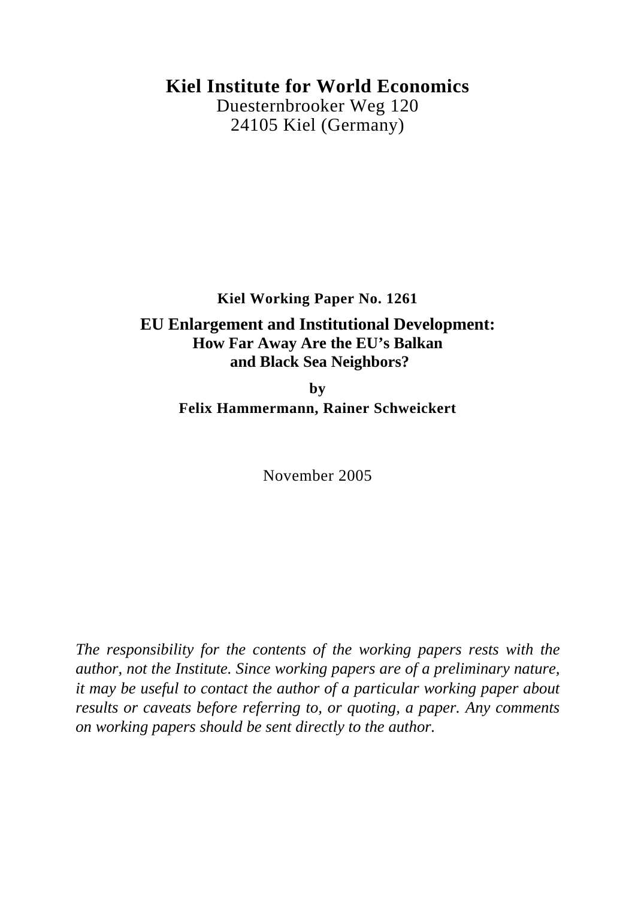**Kiel Institute for World Economics**
Duesternbrooker Weg 120
24105 Kiel (Germany)

**Kiel Working Paper No. 1261**

# EU Enlargement and Institutional Development: How Far Away Are the EU's Balkan and Black Sea Neighbors?

**by**

**Felix Hammermann, Rainer Schweickert**

November 2005

*The responsibility for the contents of the working papers rests with the author, not the Institute. Since working papers are of a preliminary nature, it may be useful to contact the author of a particular working paper about results or caveats before referring to, or quoting, a paper. Any comments on working papers should be sent directly to the author.*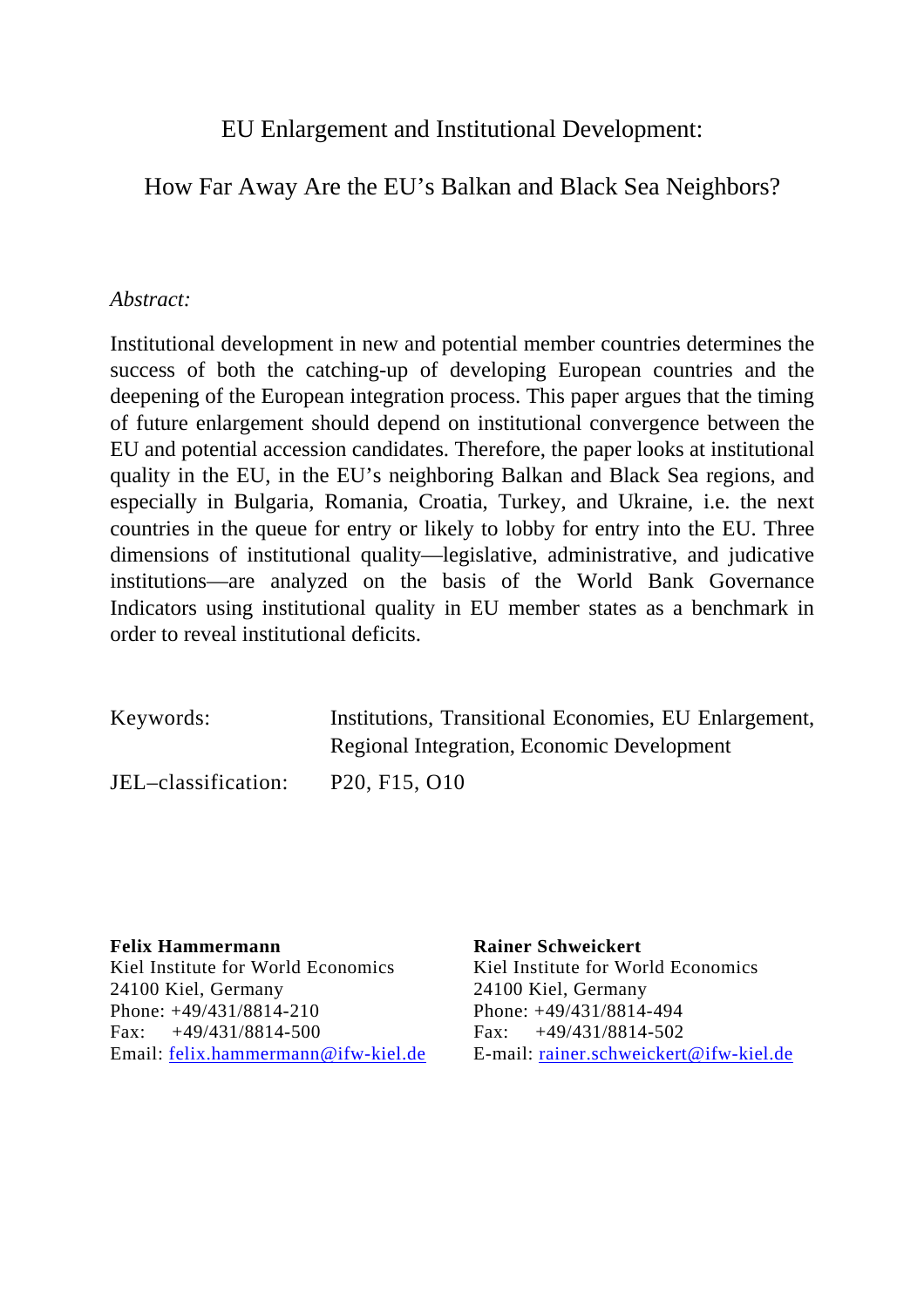# EU Enlargement and Institutional Development:

## How Far Away Are the EU's Balkan and Black Sea Neighbors?

*Abstract:*

Institutional development in new and potential member countries determines the success of both the catching-up of developing European countries and the deepening of the European integration process. This paper argues that the timing of future enlargement should depend on institutional convergence between the EU and potential accession candidates. Therefore, the paper looks at institutional quality in the EU, in the EU's neighboring Balkan and Black Sea regions, and especially in Bulgaria, Romania, Croatia, Turkey, and Ukraine, i.e. the next countries in the queue for entry or likely to lobby for entry into the EU. Three dimensions of institutional quality—legislative, administrative, and judicative institutions—are analyzed on the basis of the World Bank Governance Indicators using institutional quality in EU member states as a benchmark in order to reveal institutional deficits.

Keywords: Institutions, Transitional Economies, EU Enlargement, Regional Integration, Economic Development

JEL–classification: P20, F15, O10

**Felix Hammermann**
Kiel Institute for World Economics
24100 Kiel, Germany
Phone: +49/431/8814-210
Fax: +49/431/8814-500
Email: felix.hammermann@ifw-kiel.de

**Rainer Schweickert**
Kiel Institute for World Economics
24100 Kiel, Germany
Phone: +49/431/8814-494
Fax: +49/431/8814-502
E-mail: rainer.schweickert@ifw-kiel.de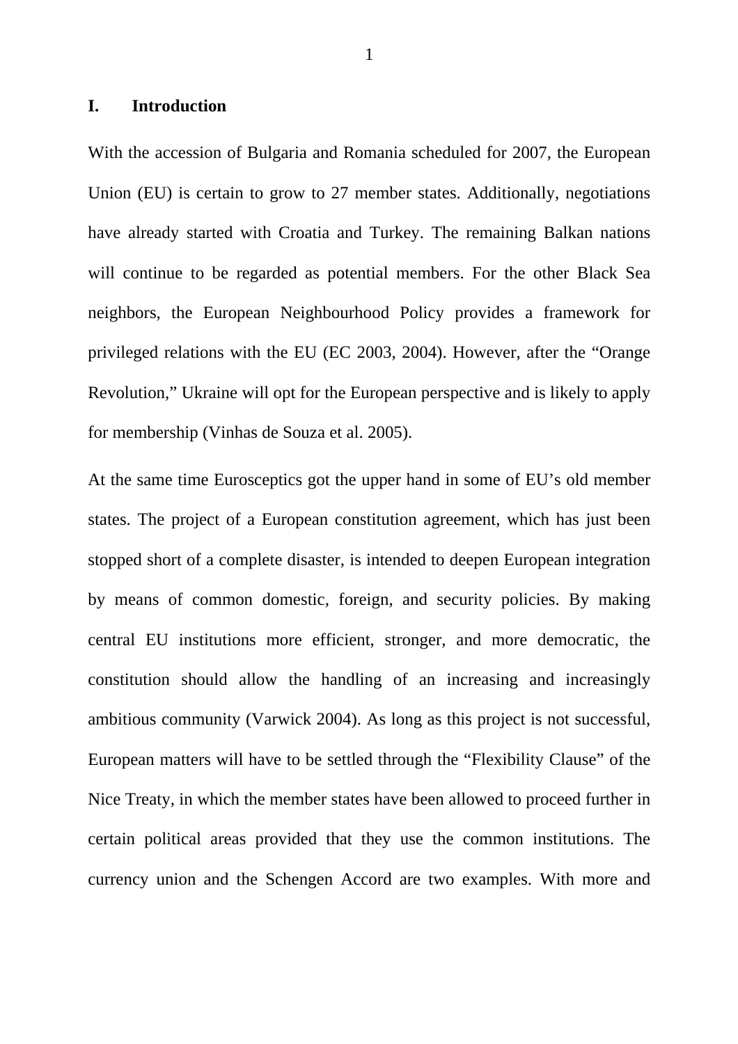# I. Introduction

With the accession of Bulgaria and Romania scheduled for 2007, the European Union (EU) is certain to grow to 27 member states. Additionally, negotiations have already started with Croatia and Turkey. The remaining Balkan nations will continue to be regarded as potential members. For the other Black Sea neighbors, the European Neighbourhood Policy provides a framework for privileged relations with the EU (EC 2003, 2004). However, after the "Orange Revolution," Ukraine will opt for the European perspective and is likely to apply for membership (Vinhas de Souza et al. 2005).

At the same time Eurosceptics got the upper hand in some of EU's old member states. The project of a European constitution agreement, which has just been stopped short of a complete disaster, is intended to deepen European integration by means of common domestic, foreign, and security policies. By making central EU institutions more efficient, stronger, and more democratic, the constitution should allow the handling of an increasing and increasingly ambitious community (Varwick 2004). As long as this project is not successful, European matters will have to be settled through the "Flexibility Clause" of the Nice Treaty, in which the member states have been allowed to proceed further in certain political areas provided that they use the common institutions. The currency union and the Schengen Accord are two examples. With more and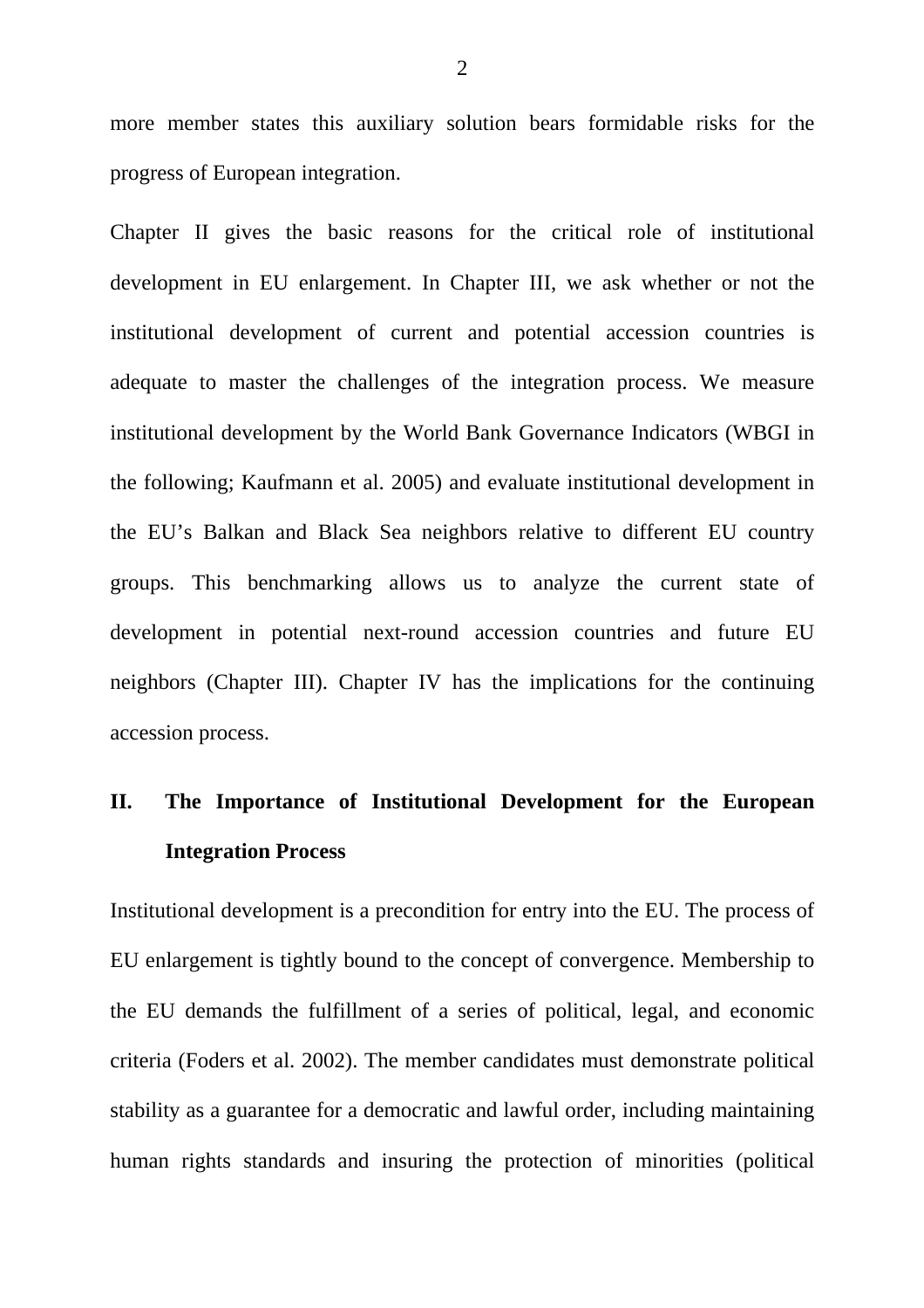more member states this auxiliary solution bears formidable risks for the progress of European integration.

Chapter II gives the basic reasons for the critical role of institutional development in EU enlargement. In Chapter III, we ask whether or not the institutional development of current and potential accession countries is adequate to master the challenges of the integration process. We measure institutional development by the World Bank Governance Indicators (WBGI in the following; Kaufmann et al. 2005) and evaluate institutional development in the EU's Balkan and Black Sea neighbors relative to different EU country groups. This benchmarking allows us to analyze the current state of development in potential next-round accession countries and future EU neighbors (Chapter III). Chapter IV has the implications for the continuing accession process.

## II. The Importance of Institutional Development for the European Integration Process

Institutional development is a precondition for entry into the EU. The process of EU enlargement is tightly bound to the concept of convergence. Membership to the EU demands the fulfillment of a series of political, legal, and economic criteria (Foders et al. 2002). The member candidates must demonstrate political stability as a guarantee for a democratic and lawful order, including maintaining human rights standards and insuring the protection of minorities (political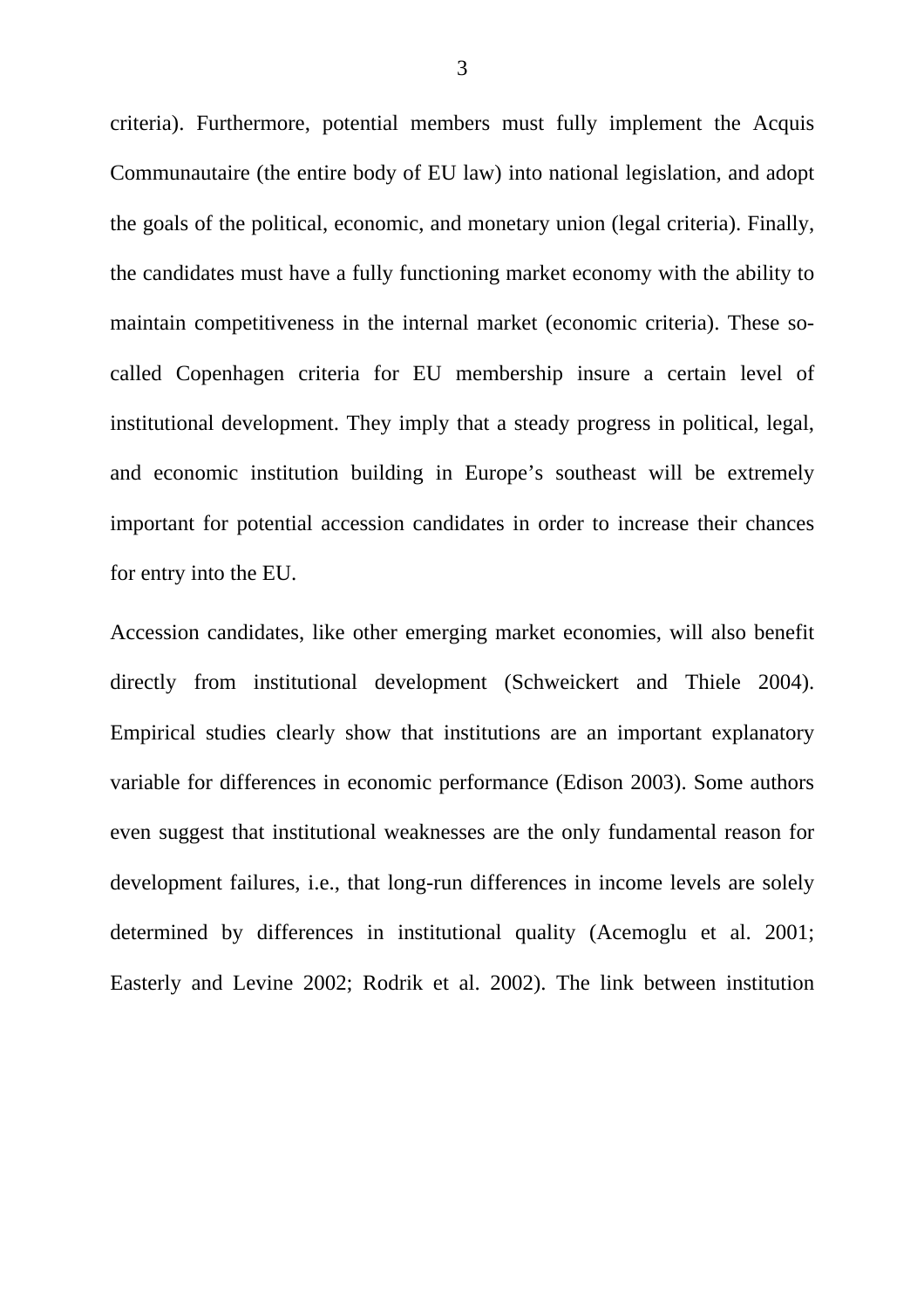criteria). Furthermore, potential members must fully implement the Acquis Communautaire (the entire body of EU law) into national legislation, and adopt the goals of the political, economic, and monetary union (legal criteria). Finally, the candidates must have a fully functioning market economy with the ability to maintain competitiveness in the internal market (economic criteria). These so-called Copenhagen criteria for EU membership insure a certain level of institutional development. They imply that a steady progress in political, legal, and economic institution building in Europe's southeast will be extremely important for potential accession candidates in order to increase their chances for entry into the EU.

Accession candidates, like other emerging market economies, will also benefit directly from institutional development (Schweickert and Thiele 2004). Empirical studies clearly show that institutions are an important explanatory variable for differences in economic performance (Edison 2003). Some authors even suggest that institutional weaknesses are the only fundamental reason for development failures, i.e., that long-run differences in income levels are solely determined by differences in institutional quality (Acemoglu et al. 2001; Easterly and Levine 2002; Rodrik et al. 2002). The link between institution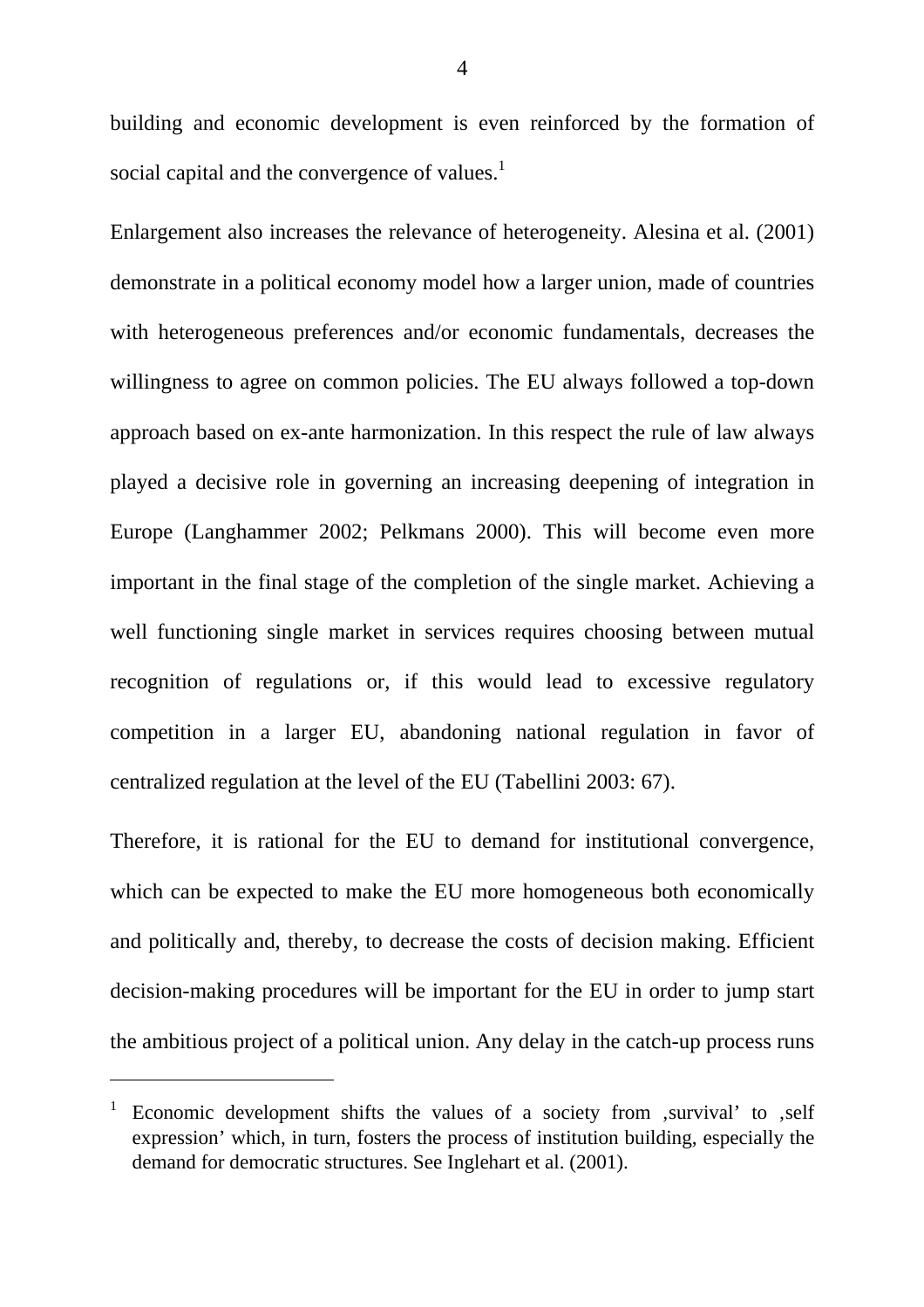building and economic development is even reinforced by the formation of social capital and the convergence of values.[1]

Enlargement also increases the relevance of heterogeneity. Alesina et al. (2001) demonstrate in a political economy model how a larger union, made of countries with heterogeneous preferences and/or economic fundamentals, decreases the willingness to agree on common policies. The EU always followed a top-down approach based on ex-ante harmonization. In this respect the rule of law always played a decisive role in governing an increasing deepening of integration in Europe (Langhammer 2002; Pelkmans 2000). This will become even more important in the final stage of the completion of the single market. Achieving a well functioning single market in services requires choosing between mutual recognition of regulations or, if this would lead to excessive regulatory competition in a larger EU, abandoning national regulation in favor of centralized regulation at the level of the EU (Tabellini 2003: 67).

Therefore, it is rational for the EU to demand for institutional convergence, which can be expected to make the EU more homogeneous both economically and politically and, thereby, to decrease the costs of decision making. Efficient decision-making procedures will be important for the EU in order to jump start the ambitious project of a political union. Any delay in the catch-up process runs

---

[1] Economic development shifts the values of a society from ‚survival' to ‚self expression' which, in turn, fosters the process of institution building, especially the demand for democratic structures. See Inglehart et al. (2001).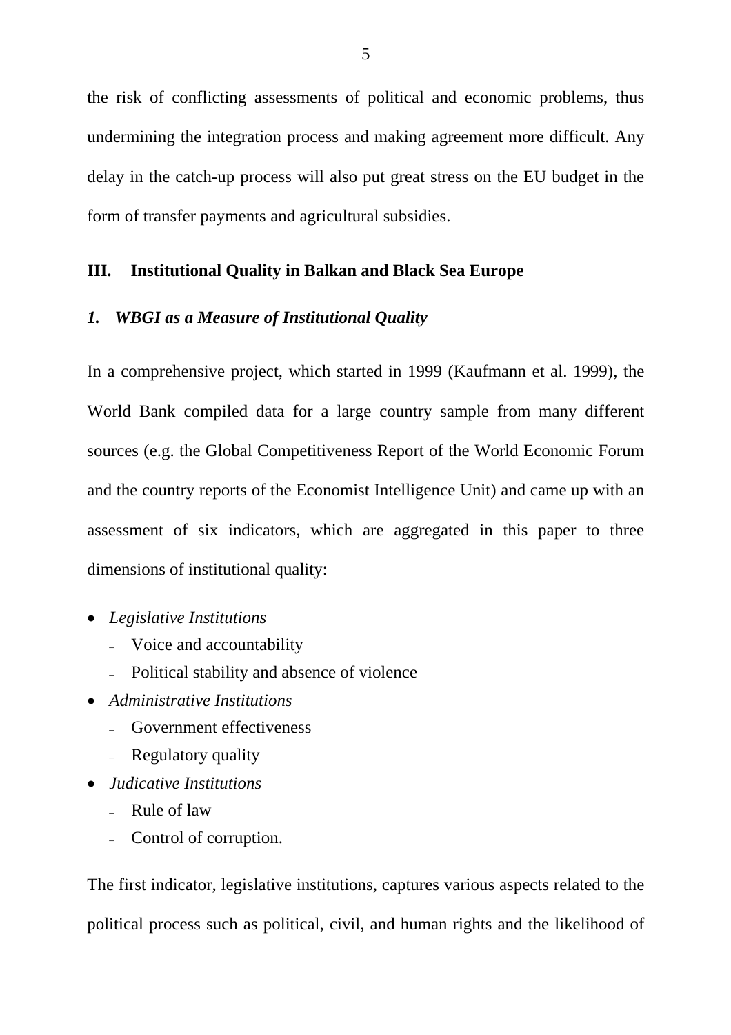the risk of conflicting assessments of political and economic problems, thus undermining the integration process and making agreement more difficult. Any delay in the catch-up process will also put great stress on the EU budget in the form of transfer payments and agricultural subsidies.

## III. Institutional Quality in Balkan and Black Sea Europe

### *1. WBGI as a Measure of Institutional Quality*

In a comprehensive project, which started in 1999 (Kaufmann et al. 1999), the World Bank compiled data for a large country sample from many different sources (e.g. the Global Competitiveness Report of the World Economic Forum and the country reports of the Economist Intelligence Unit) and came up with an assessment of six indicators, which are aggregated in this paper to three dimensions of institutional quality:

- *Legislative Institutions*
  - Voice and accountability
  - Political stability and absence of violence
- *Administrative Institutions*
  - Government effectiveness
  - Regulatory quality
- *Judicative Institutions*
  - Rule of law
  - Control of corruption.

The first indicator, legislative institutions, captures various aspects related to the political process such as political, civil, and human rights and the likelihood of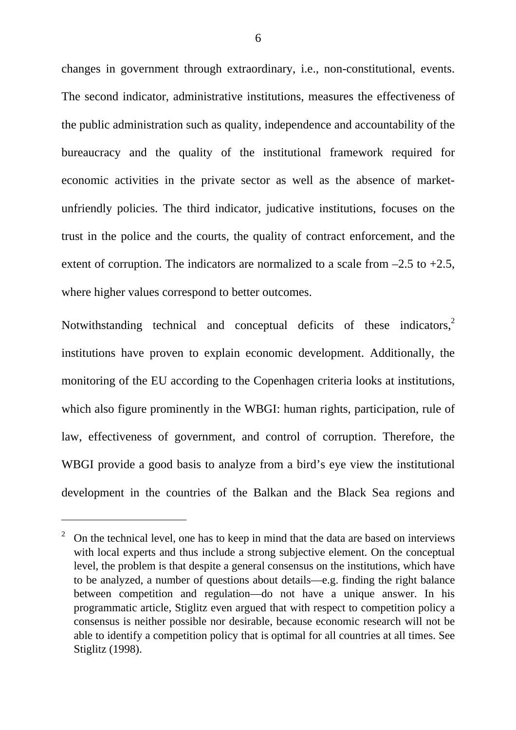changes in government through extraordinary, i.e., non-constitutional, events. The second indicator, administrative institutions, measures the effectiveness of the public administration such as quality, independence and accountability of the bureaucracy and the quality of the institutional framework required for economic activities in the private sector as well as the absence of market-unfriendly policies. The third indicator, judicative institutions, focuses on the trust in the police and the courts, the quality of contract enforcement, and the extent of corruption. The indicators are normalized to a scale from –2.5 to +2.5, where higher values correspond to better outcomes.

Notwithstanding technical and conceptual deficits of these indicators,[2] institutions have proven to explain economic development. Additionally, the monitoring of the EU according to the Copenhagen criteria looks at institutions, which also figure prominently in the WBGI: human rights, participation, rule of law, effectiveness of government, and control of corruption. Therefore, the WBGI provide a good basis to analyze from a bird's eye view the institutional development in the countries of the Balkan and the Black Sea regions and

---

[2] On the technical level, one has to keep in mind that the data are based on interviews with local experts and thus include a strong subjective element. On the conceptual level, the problem is that despite a general consensus on the institutions, which have to be analyzed, a number of questions about details—e.g. finding the right balance between competition and regulation—do not have a unique answer. In his programmatic article, Stiglitz even argued that with respect to competition policy a consensus is neither possible nor desirable, because economic research will not be able to identify a competition policy that is optimal for all countries at all times. See Stiglitz (1998).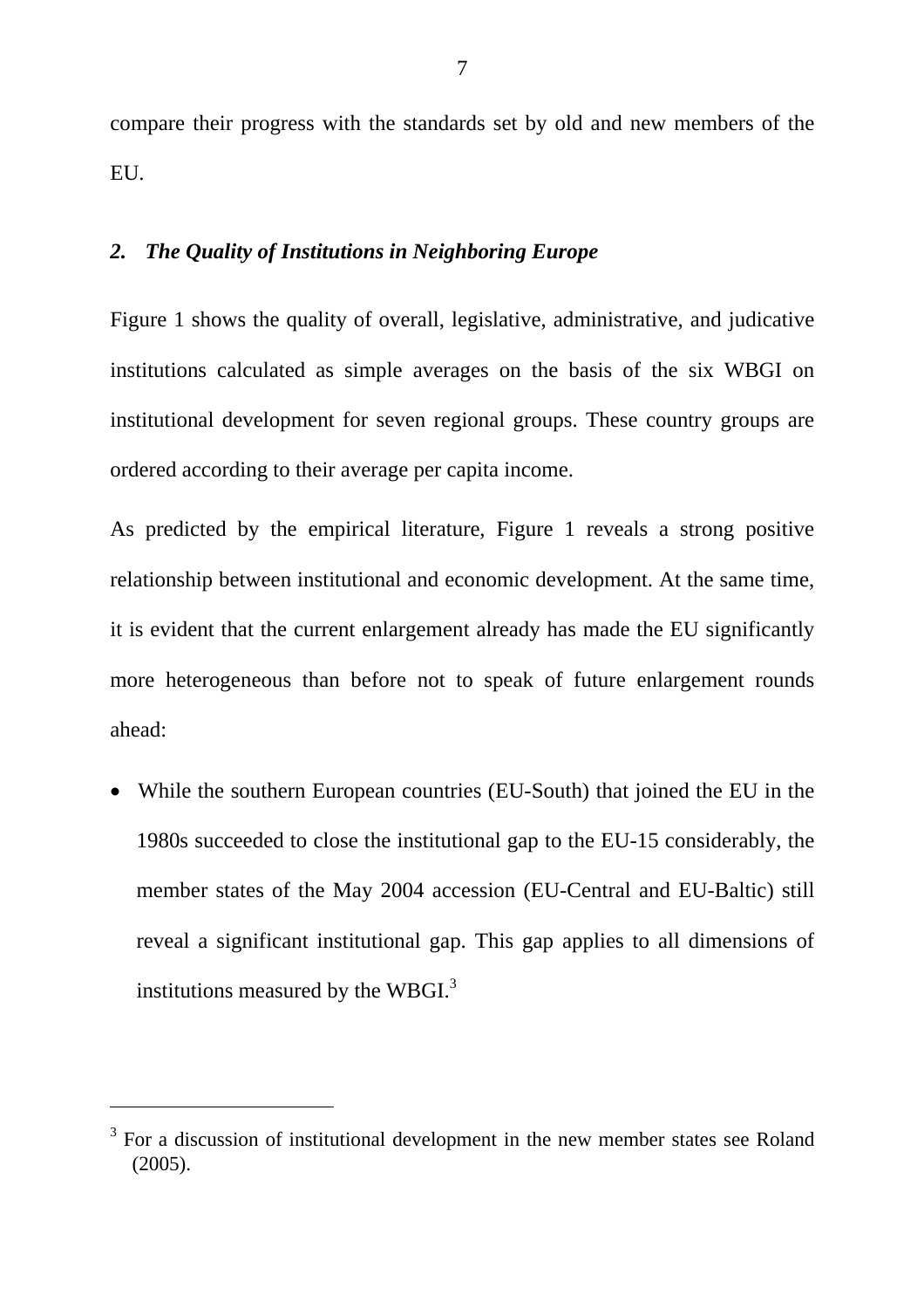compare their progress with the standards set by old and new members of the EU.

## *2. The Quality of Institutions in Neighboring Europe*

Figure 1 shows the quality of overall, legislative, administrative, and judicative institutions calculated as simple averages on the basis of the six WBGI on institutional development for seven regional groups. These country groups are ordered according to their average per capita income.

As predicted by the empirical literature, Figure 1 reveals a strong positive relationship between institutional and economic development. At the same time, it is evident that the current enlargement already has made the EU significantly more heterogeneous than before not to speak of future enlargement rounds ahead:

- While the southern European countries (EU-South) that joined the EU in the 1980s succeeded to close the institutional gap to the EU-15 considerably, the member states of the May 2004 accession (EU-Central and EU-Baltic) still reveal a significant institutional gap. This gap applies to all dimensions of institutions measured by the WBGI.[3]

[3] For a discussion of institutional development in the new member states see Roland (2005).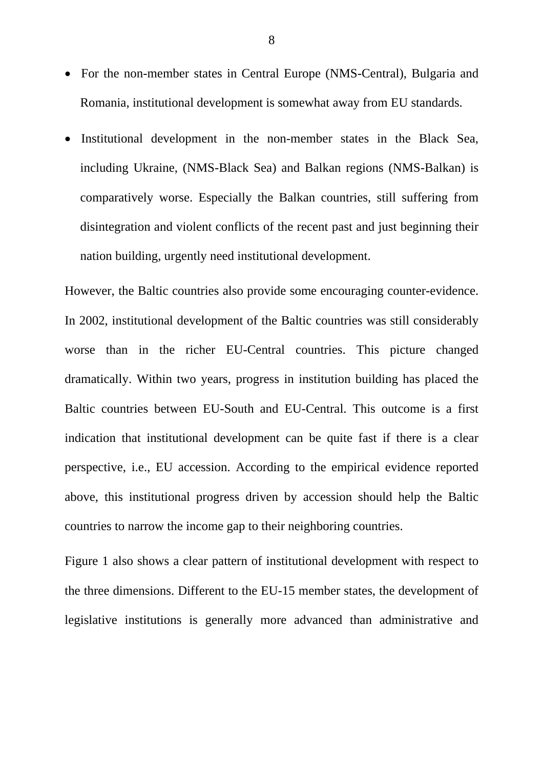- For the non-member states in Central Europe (NMS-Central), Bulgaria and Romania, institutional development is somewhat away from EU standards.

- Institutional development in the non-member states in the Black Sea, including Ukraine, (NMS-Black Sea) and Balkan regions (NMS-Balkan) is comparatively worse. Especially the Balkan countries, still suffering from disintegration and violent conflicts of the recent past and just beginning their nation building, urgently need institutional development.

However, the Baltic countries also provide some encouraging counter-evidence. In 2002, institutional development of the Baltic countries was still considerably worse than in the richer EU-Central countries. This picture changed dramatically. Within two years, progress in institution building has placed the Baltic countries between EU-South and EU-Central. This outcome is a first indication that institutional development can be quite fast if there is a clear perspective, i.e., EU accession. According to the empirical evidence reported above, this institutional progress driven by accession should help the Baltic countries to narrow the income gap to their neighboring countries.

Figure 1 also shows a clear pattern of institutional development with respect to the three dimensions. Different to the EU-15 member states, the development of legislative institutions is generally more advanced than administrative and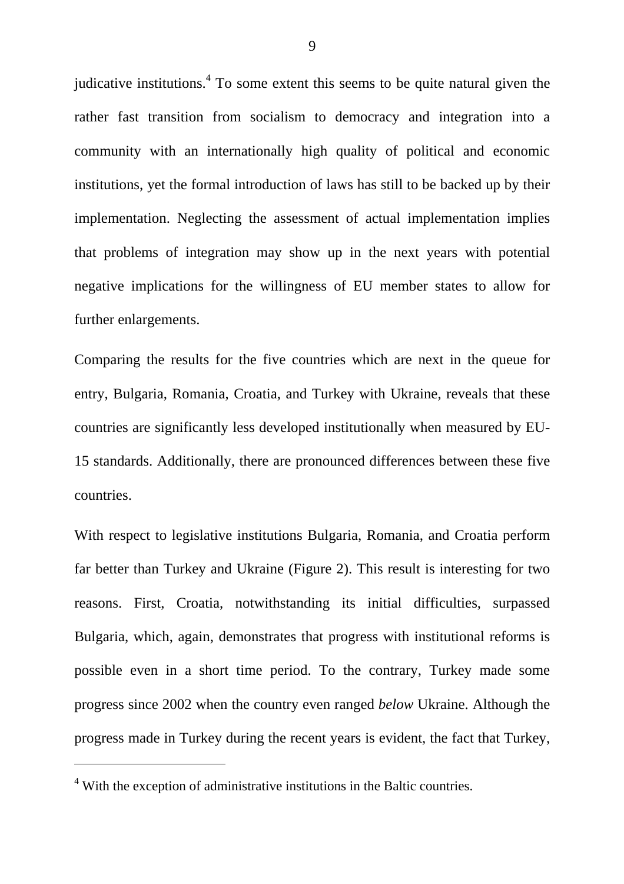judicative institutions.[4] To some extent this seems to be quite natural given the rather fast transition from socialism to democracy and integration into a community with an internationally high quality of political and economic institutions, yet the formal introduction of laws has still to be backed up by their implementation. Neglecting the assessment of actual implementation implies that problems of integration may show up in the next years with potential negative implications for the willingness of EU member states to allow for further enlargements.

Comparing the results for the five countries which are next in the queue for entry, Bulgaria, Romania, Croatia, and Turkey with Ukraine, reveals that these countries are significantly less developed institutionally when measured by EU-15 standards. Additionally, there are pronounced differences between these five countries.

With respect to legislative institutions Bulgaria, Romania, and Croatia perform far better than Turkey and Ukraine (Figure 2). This result is interesting for two reasons. First, Croatia, notwithstanding its initial difficulties, surpassed Bulgaria, which, again, demonstrates that progress with institutional reforms is possible even in a short time period. To the contrary, Turkey made some progress since 2002 when the country even ranged *below* Ukraine. Although the progress made in Turkey during the recent years is evident, the fact that Turkey,

---

[4] With the exception of administrative institutions in the Baltic countries.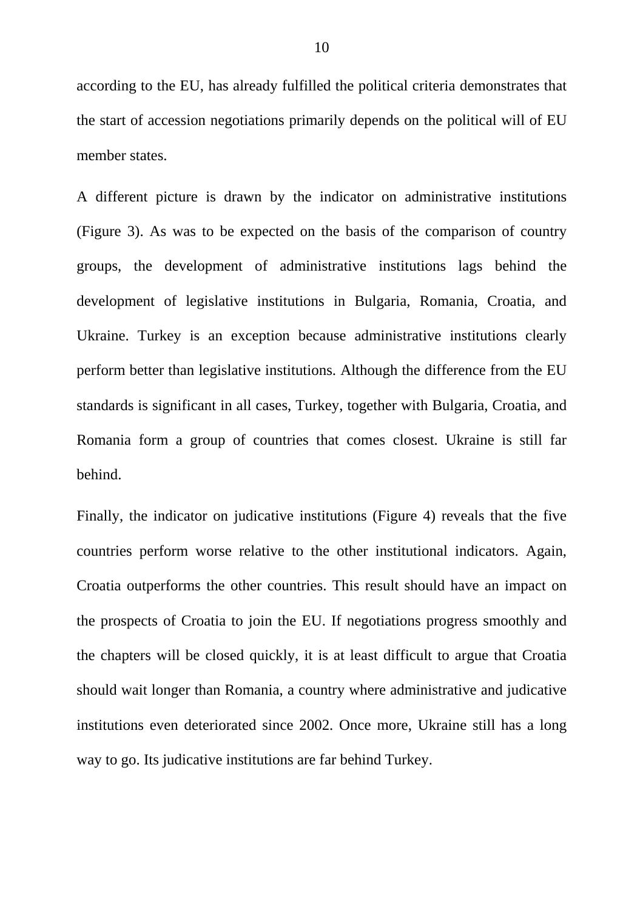according to the EU, has already fulfilled the political criteria demonstrates that the start of accession negotiations primarily depends on the political will of EU member states.

A different picture is drawn by the indicator on administrative institutions (Figure 3). As was to be expected on the basis of the comparison of country groups, the development of administrative institutions lags behind the development of legislative institutions in Bulgaria, Romania, Croatia, and Ukraine. Turkey is an exception because administrative institutions clearly perform better than legislative institutions. Although the difference from the EU standards is significant in all cases, Turkey, together with Bulgaria, Croatia, and Romania form a group of countries that comes closest. Ukraine is still far behind.

Finally, the indicator on judicative institutions (Figure 4) reveals that the five countries perform worse relative to the other institutional indicators. Again, Croatia outperforms the other countries. This result should have an impact on the prospects of Croatia to join the EU. If negotiations progress smoothly and the chapters will be closed quickly, it is at least difficult to argue that Croatia should wait longer than Romania, a country where administrative and judicative institutions even deteriorated since 2002. Once more, Ukraine still has a long way to go. Its judicative institutions are far behind Turkey.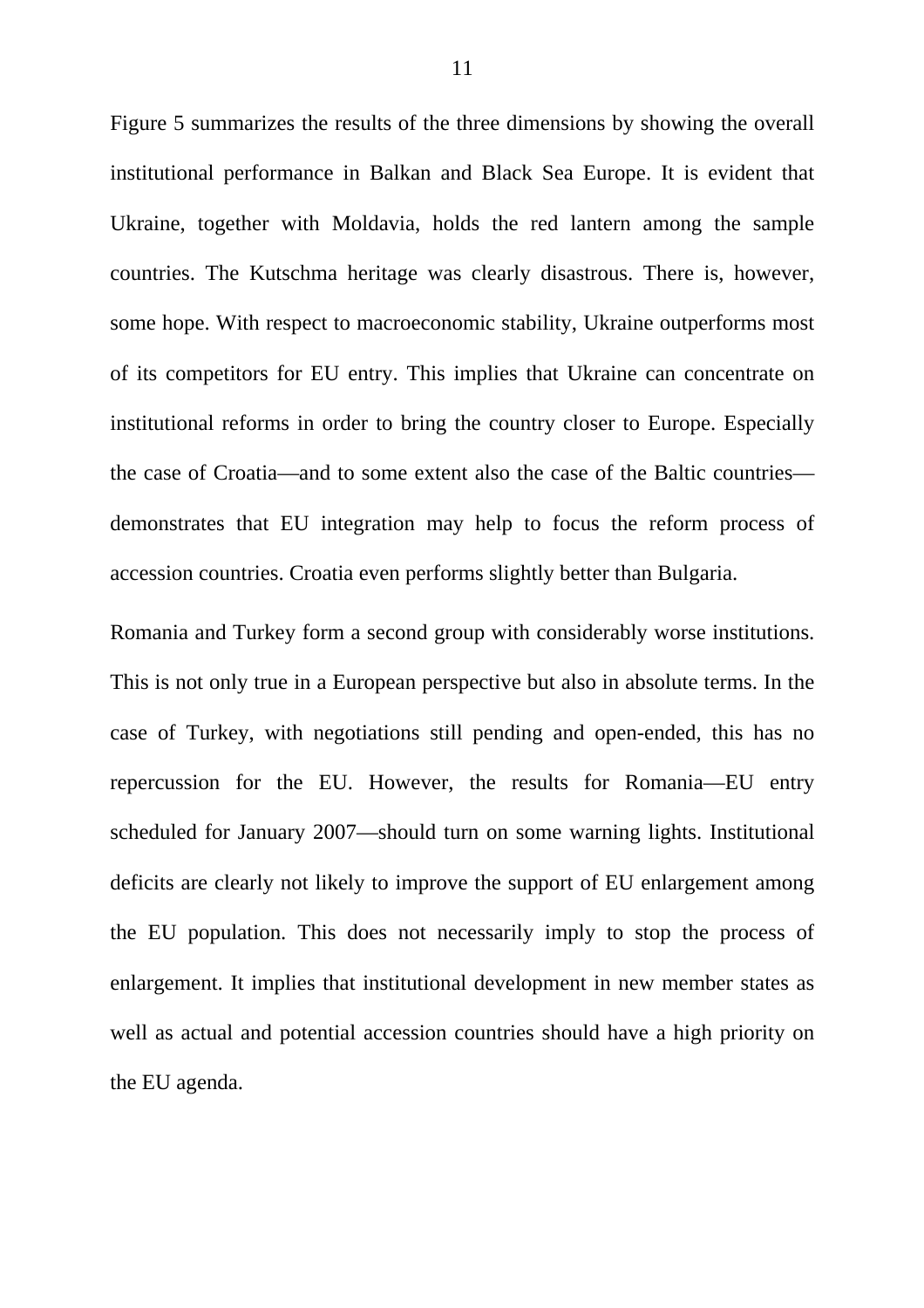Figure 5 summarizes the results of the three dimensions by showing the overall institutional performance in Balkan and Black Sea Europe. It is evident that Ukraine, together with Moldavia, holds the red lantern among the sample countries. The Kutschma heritage was clearly disastrous. There is, however, some hope. With respect to macroeconomic stability, Ukraine outperforms most of its competitors for EU entry. This implies that Ukraine can concentrate on institutional reforms in order to bring the country closer to Europe. Especially the case of Croatia—and to some extent also the case of the Baltic countries—demonstrates that EU integration may help to focus the reform process of accession countries. Croatia even performs slightly better than Bulgaria.

Romania and Turkey form a second group with considerably worse institutions. This is not only true in a European perspective but also in absolute terms. In the case of Turkey, with negotiations still pending and open-ended, this has no repercussion for the EU. However, the results for Romania—EU entry scheduled for January 2007—should turn on some warning lights. Institutional deficits are clearly not likely to improve the support of EU enlargement among the EU population. This does not necessarily imply to stop the process of enlargement. It implies that institutional development in new member states as well as actual and potential accession countries should have a high priority on the EU agenda.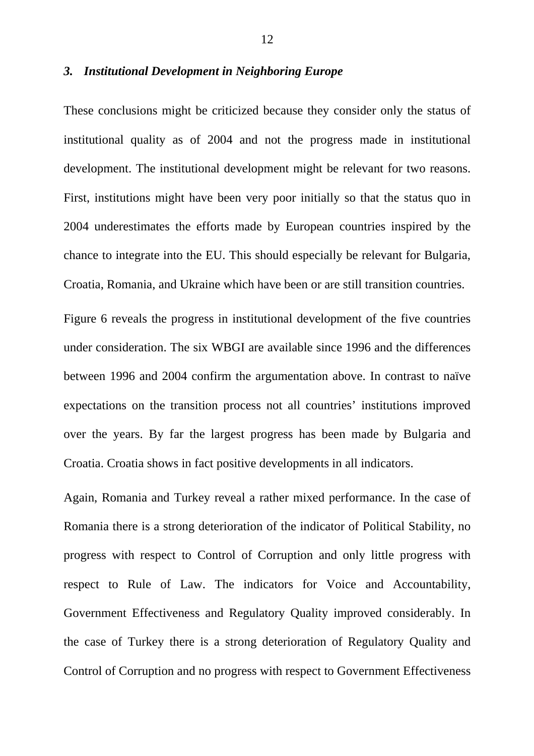### *3. Institutional Development in Neighboring Europe*

These conclusions might be criticized because they consider only the status of institutional quality as of 2004 and not the progress made in institutional development. The institutional development might be relevant for two reasons. First, institutions might have been very poor initially so that the status quo in 2004 underestimates the efforts made by European countries inspired by the chance to integrate into the EU. This should especially be relevant for Bulgaria, Croatia, Romania, and Ukraine which have been or are still transition countries.

Figure 6 reveals the progress in institutional development of the five countries under consideration. The six WBGI are available since 1996 and the differences between 1996 and 2004 confirm the argumentation above. In contrast to naïve expectations on the transition process not all countries' institutions improved over the years. By far the largest progress has been made by Bulgaria and Croatia. Croatia shows in fact positive developments in all indicators.

Again, Romania and Turkey reveal a rather mixed performance. In the case of Romania there is a strong deterioration of the indicator of Political Stability, no progress with respect to Control of Corruption and only little progress with respect to Rule of Law. The indicators for Voice and Accountability, Government Effectiveness and Regulatory Quality improved considerably. In the case of Turkey there is a strong deterioration of Regulatory Quality and Control of Corruption and no progress with respect to Government Effectiveness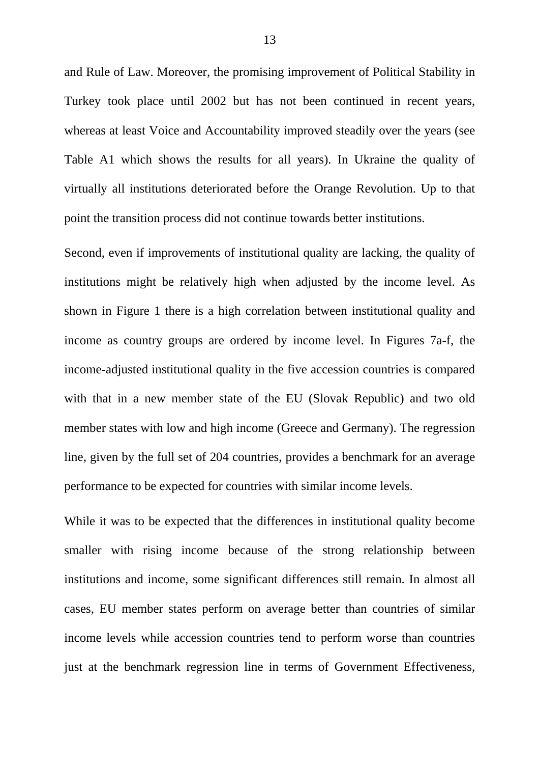and Rule of Law. Moreover, the promising improvement of Political Stability in Turkey took place until 2002 but has not been continued in recent years, whereas at least Voice and Accountability improved steadily over the years (see Table A1 which shows the results for all years). In Ukraine the quality of virtually all institutions deteriorated before the Orange Revolution. Up to that point the transition process did not continue towards better institutions.

Second, even if improvements of institutional quality are lacking, the quality of institutions might be relatively high when adjusted by the income level. As shown in Figure 1 there is a high correlation between institutional quality and income as country groups are ordered by income level. In Figures 7a-f, the income-adjusted institutional quality in the five accession countries is compared with that in a new member state of the EU (Slovak Republic) and two old member states with low and high income (Greece and Germany). The regression line, given by the full set of 204 countries, provides a benchmark for an average performance to be expected for countries with similar income levels.

While it was to be expected that the differences in institutional quality become smaller with rising income because of the strong relationship between institutions and income, some significant differences still remain. In almost all cases, EU member states perform on average better than countries of similar income levels while accession countries tend to perform worse than countries just at the benchmark regression line in terms of Government Effectiveness,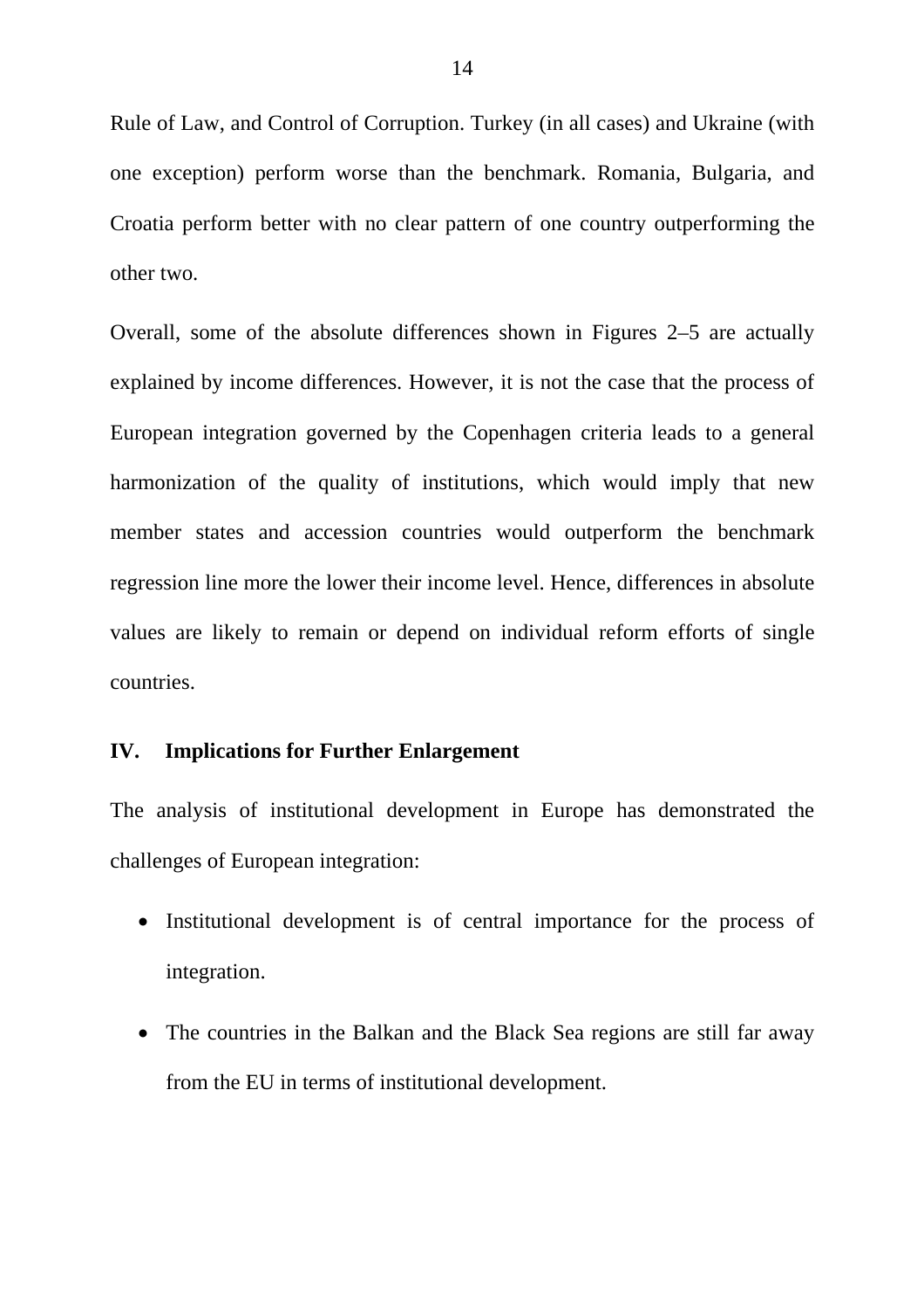Rule of Law, and Control of Corruption. Turkey (in all cases) and Ukraine (with one exception) perform worse than the benchmark. Romania, Bulgaria, and Croatia perform better with no clear pattern of one country outperforming the other two.

Overall, some of the absolute differences shown in Figures 2–5 are actually explained by income differences. However, it is not the case that the process of European integration governed by the Copenhagen criteria leads to a general harmonization of the quality of institutions, which would imply that new member states and accession countries would outperform the benchmark regression line more the lower their income level. Hence, differences in absolute values are likely to remain or depend on individual reform efforts of single countries.

## IV. Implications for Further Enlargement

The analysis of institutional development in Europe has demonstrated the challenges of European integration:

- Institutional development is of central importance for the process of integration.
- The countries in the Balkan and the Black Sea regions are still far away from the EU in terms of institutional development.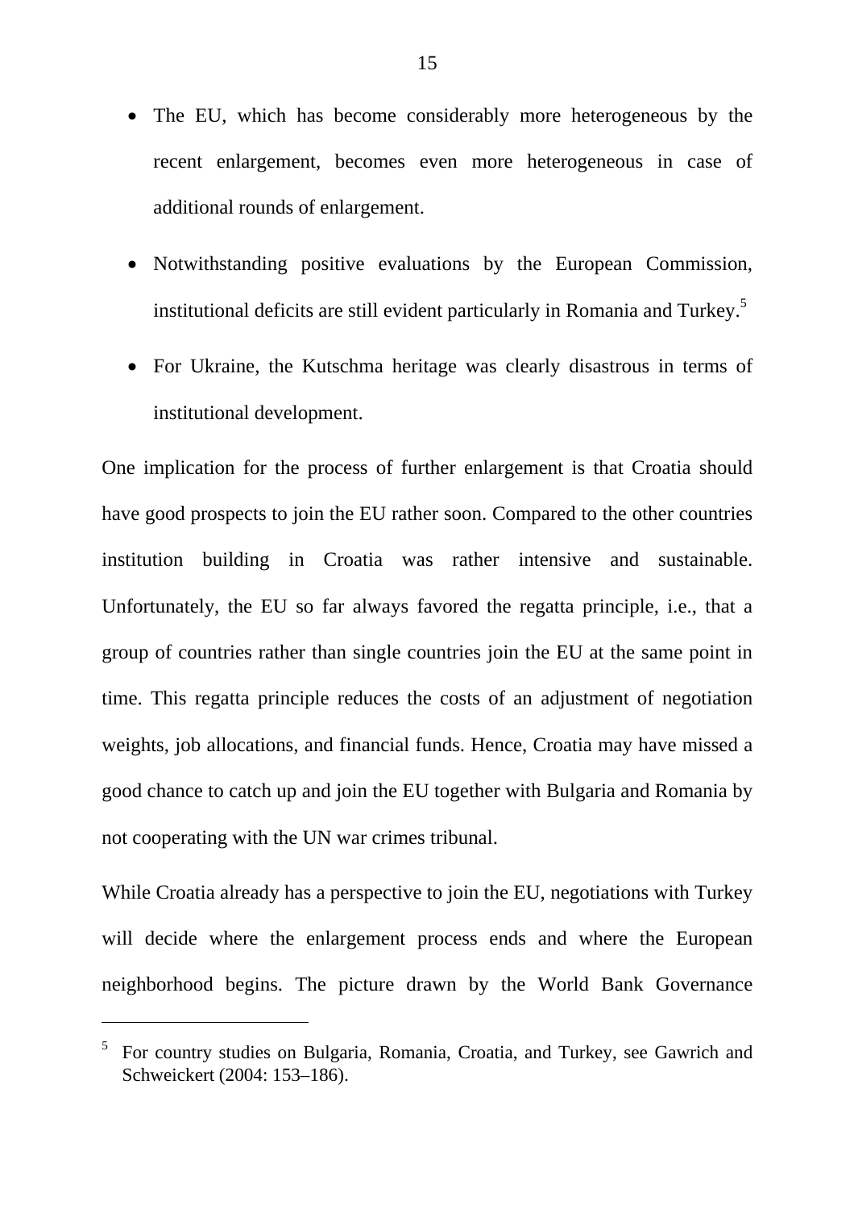- The EU, which has become considerably more heterogeneous by the recent enlargement, becomes even more heterogeneous in case of additional rounds of enlargement.
- Notwithstanding positive evaluations by the European Commission, institutional deficits are still evident particularly in Romania and Turkey.[5]
- For Ukraine, the Kutschma heritage was clearly disastrous in terms of institutional development.

One implication for the process of further enlargement is that Croatia should have good prospects to join the EU rather soon. Compared to the other countries institution building in Croatia was rather intensive and sustainable. Unfortunately, the EU so far always favored the regatta principle, i.e., that a group of countries rather than single countries join the EU at the same point in time. This regatta principle reduces the costs of an adjustment of negotiation weights, job allocations, and financial funds. Hence, Croatia may have missed a good chance to catch up and join the EU together with Bulgaria and Romania by not cooperating with the UN war crimes tribunal.

While Croatia already has a perspective to join the EU, negotiations with Turkey will decide where the enlargement process ends and where the European neighborhood begins. The picture drawn by the World Bank Governance

---

[5] For country studies on Bulgaria, Romania, Croatia, and Turkey, see Gawrich and Schweickert (2004: 153–186).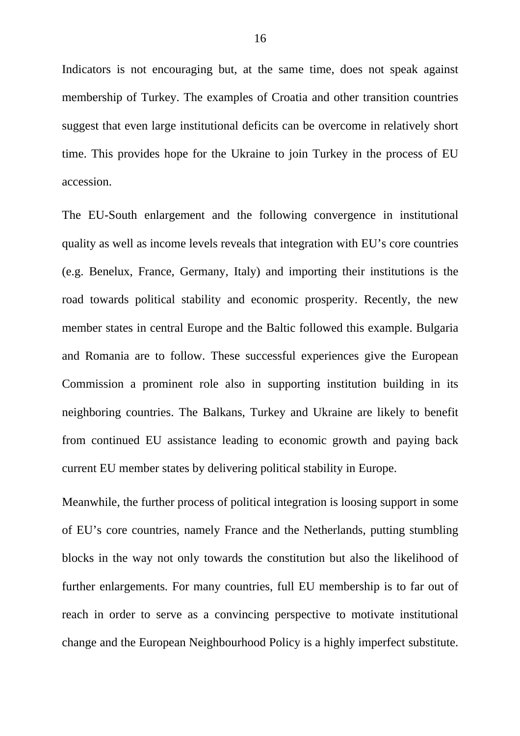Indicators is not encouraging but, at the same time, does not speak against membership of Turkey. The examples of Croatia and other transition countries suggest that even large institutional deficits can be overcome in relatively short time. This provides hope for the Ukraine to join Turkey in the process of EU accession.

The EU-South enlargement and the following convergence in institutional quality as well as income levels reveals that integration with EU's core countries (e.g. Benelux, France, Germany, Italy) and importing their institutions is the road towards political stability and economic prosperity. Recently, the new member states in central Europe and the Baltic followed this example. Bulgaria and Romania are to follow. These successful experiences give the European Commission a prominent role also in supporting institution building in its neighboring countries. The Balkans, Turkey and Ukraine are likely to benefit from continued EU assistance leading to economic growth and paying back current EU member states by delivering political stability in Europe.

Meanwhile, the further process of political integration is loosing support in some of EU's core countries, namely France and the Netherlands, putting stumbling blocks in the way not only towards the constitution but also the likelihood of further enlargements. For many countries, full EU membership is to far out of reach in order to serve as a convincing perspective to motivate institutional change and the European Neighbourhood Policy is a highly imperfect substitute.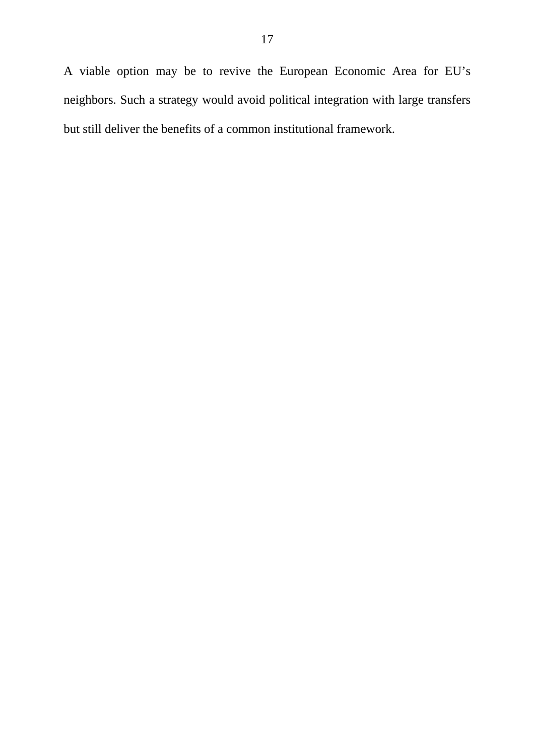A viable option may be to revive the European Economic Area for EU's neighbors. Such a strategy would avoid political integration with large transfers but still deliver the benefits of a common institutional framework.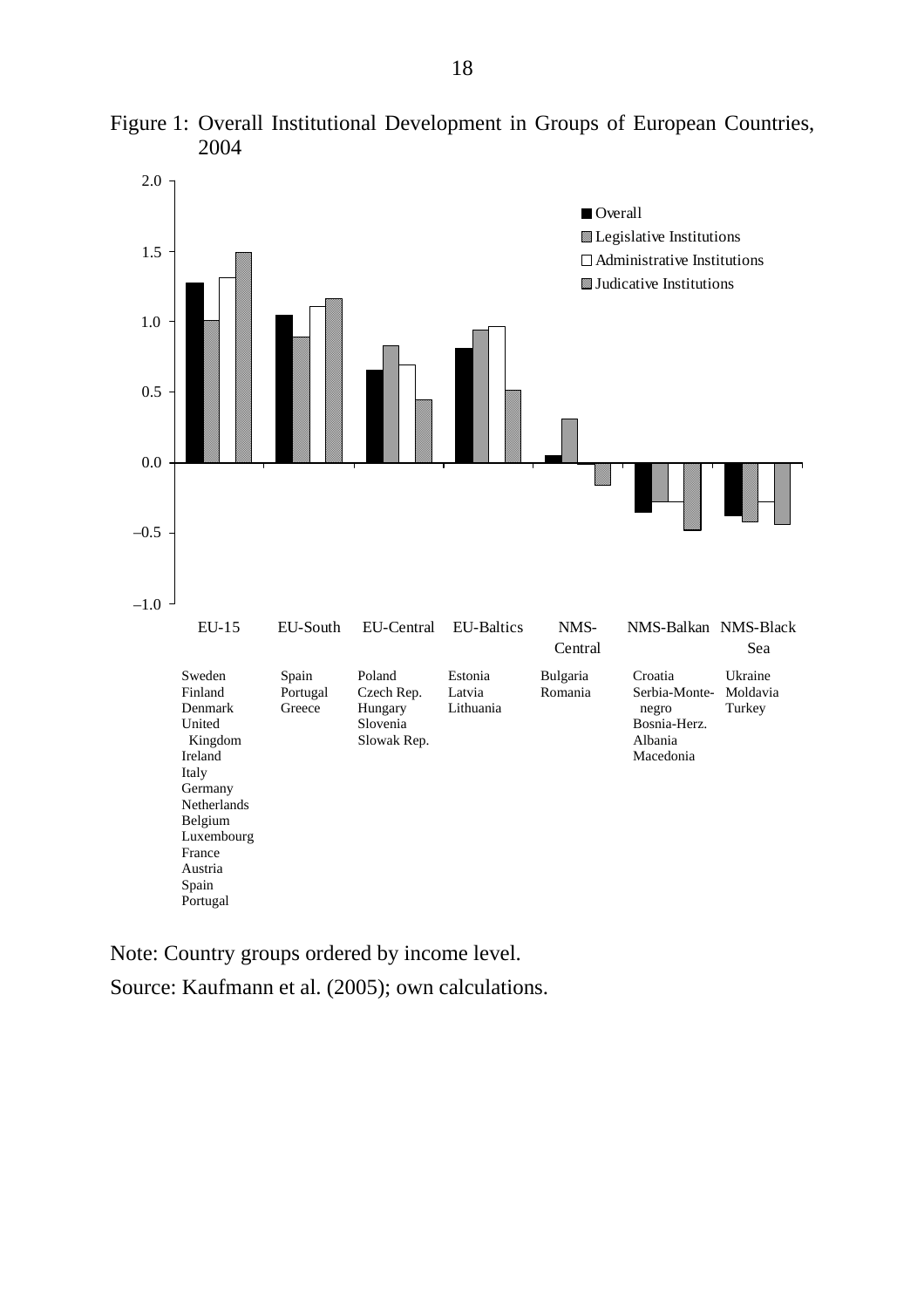Figure 1: Overall Institutional Development in Groups of European Countries, 2004

| | EU-15 | EU-South | EU-Central | EU-Baltics | NMS-Central | NMS-Balkan | NMS-Black Sea |
|---|---|---|---|---|---|---|---|
| Countries | Sweden, Finland, Denmark, United Kingdom, Ireland, Italy, Germany, Netherlands, Belgium, Luxembourg, France, Austria, Spain, Portugal | Spain, Portugal, Greece | Poland, Czech Rep., Hungary, Slovenia, Slowak Rep. | Estonia, Latvia, Lithuania | Bulgaria, Romania | Croatia, Serbia-Montenegro, Bosnia-Herz., Albania, Macedonia | Ukraine, Moldavia, Turkey |

Note: Country groups ordered by income level.

Source: Kaufmann et al. (2005); own calculations.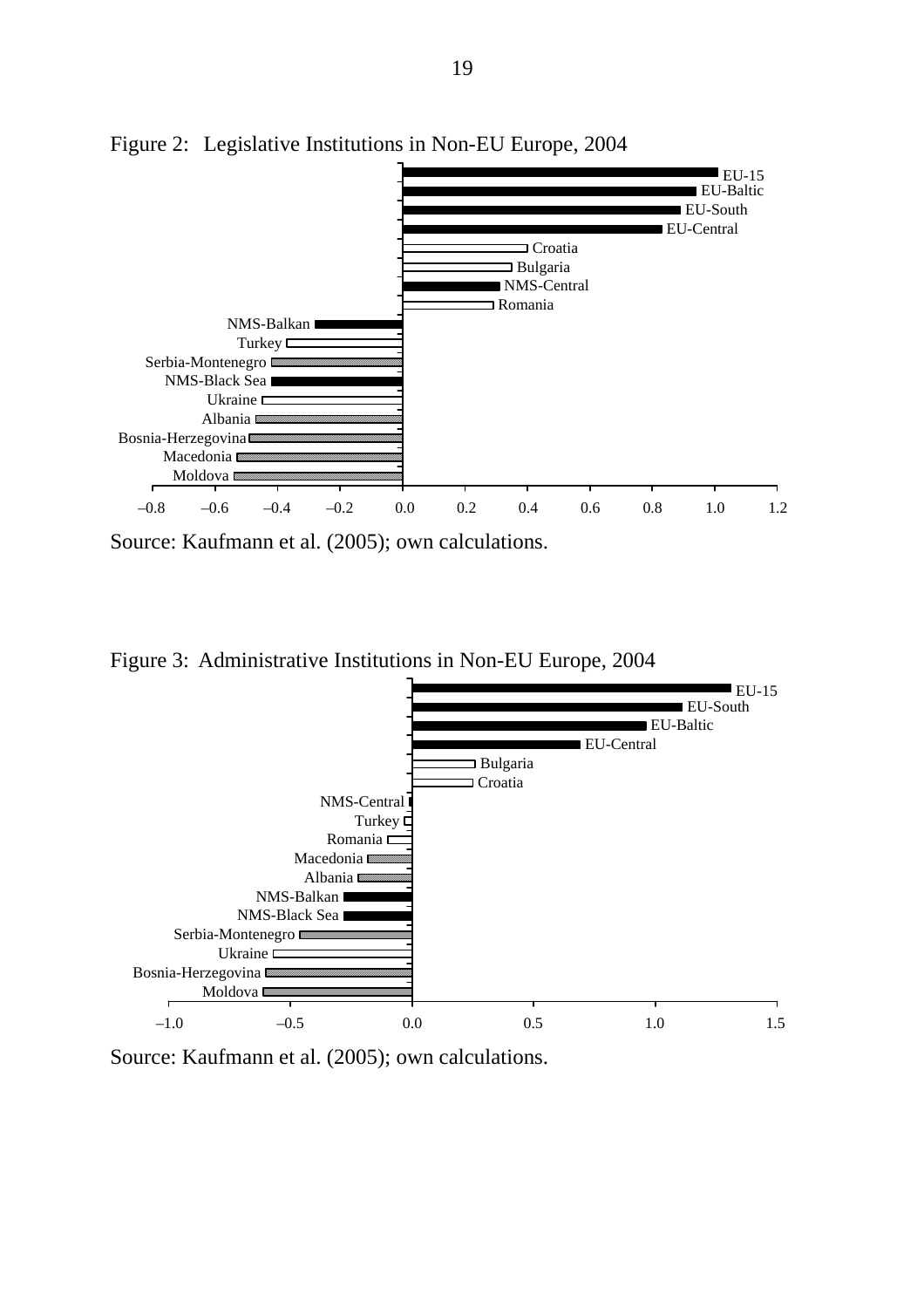Figure 2: Legislative Institutions in Non-EU Europe, 2004

EU-15
EU-Baltic
EU-South
EU-Central
Croatia
Bulgaria
NMS-Central
Romania
NMS-Balkan
Turkey
Serbia-Montenegro
NMS-Black Sea
Ukraine
Albania
Bosnia-Herzegovina
Macedonia
Moldova

–0.8 –0.6 –0.4 –0.2 0.0 0.2 0.4 0.6 0.8 1.0 1.2

Source: Kaufmann et al. (2005); own calculations.

Figure 3: Administrative Institutions in Non-EU Europe, 2004

EU-15
EU-South
EU-Baltic
EU-Central
Bulgaria
Croatia
NMS-Central
Turkey
Romania
Macedonia
Albania
NMS-Balkan
NMS-Black Sea
Serbia-Montenegro
Ukraine
Bosnia-Herzegovina
Moldova

–1.0 –0.5 0.0 0.5 1.0 1.5

Source: Kaufmann et al. (2005); own calculations.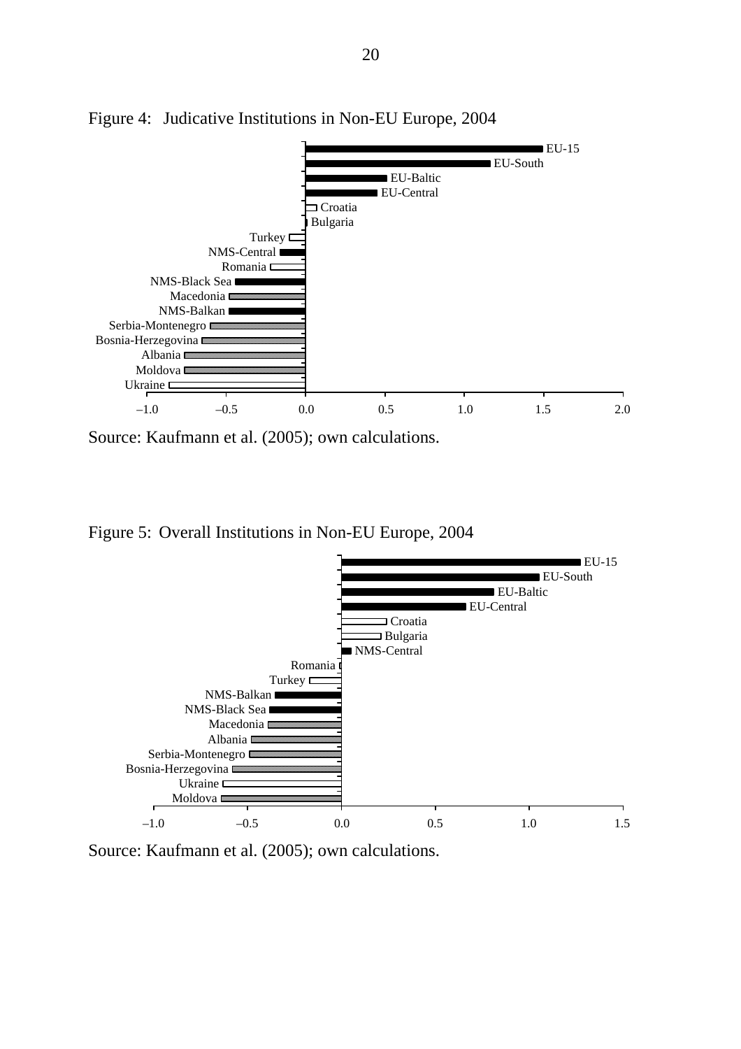Figure 4: Judicative Institutions in Non-EU Europe, 2004

Source: Kaufmann et al. (2005); own calculations.

Figure 5: Overall Institutions in Non-EU Europe, 2004

Source: Kaufmann et al. (2005); own calculations.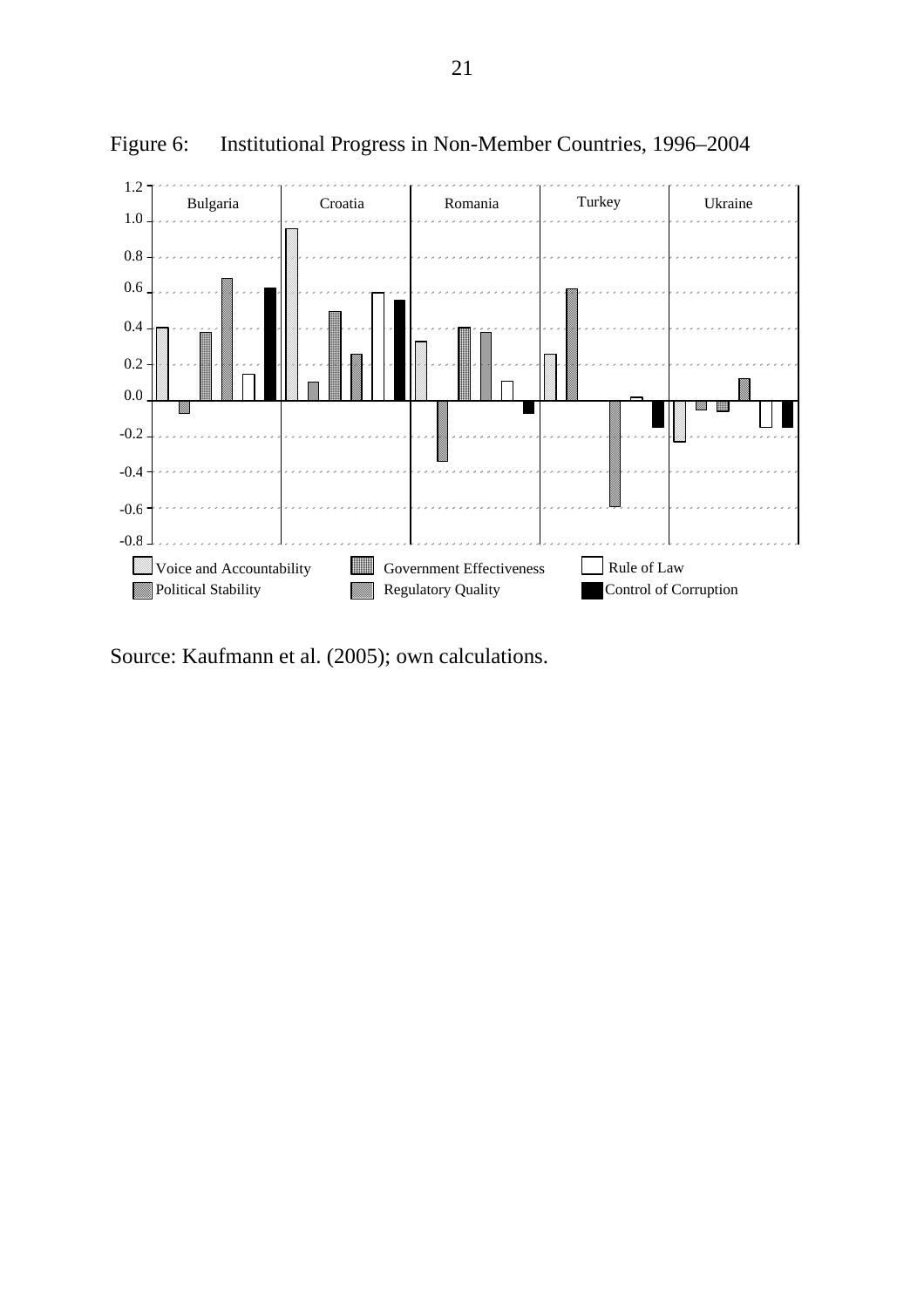Figure 6: Institutional Progress in Non-Member Countries, 1996–2004

Source: Kaufmann et al. (2005); own calculations.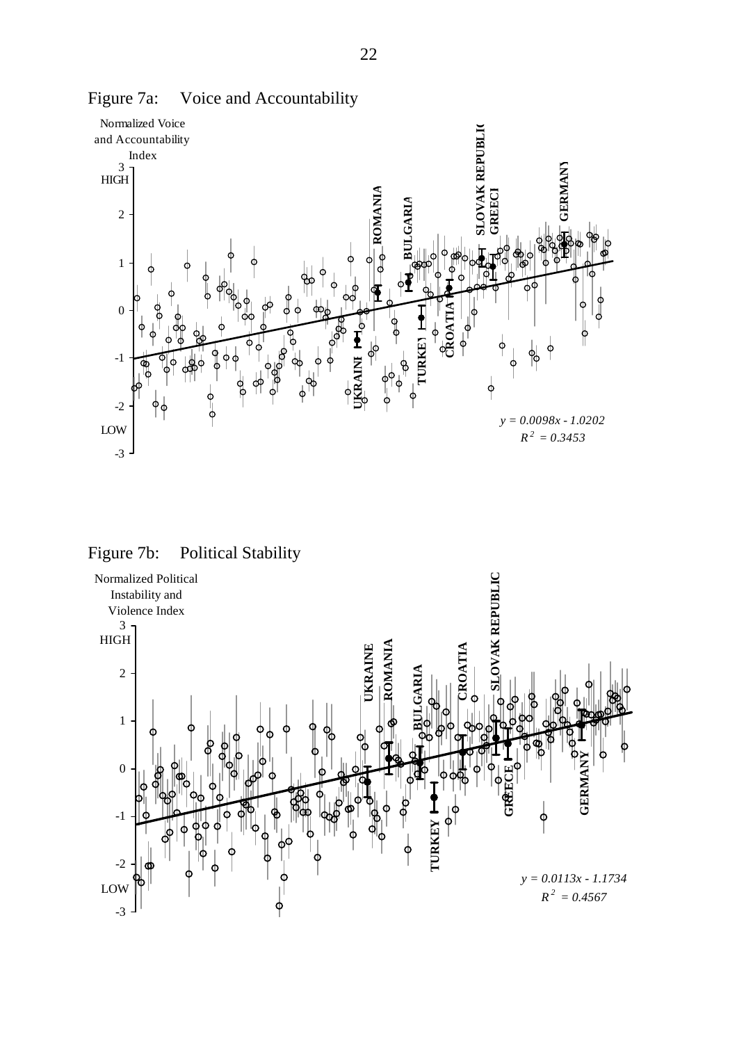Figure 7a: Voice and Accountability

Normalized Voice and Accountability Index

$y = 0.0098x - 1.0202$

$R^2 = 0.3453$

Figure 7b: Political Stability

Normalized Political Instability and Violence Index

$y = 0.0113x - 1.1734$

$R^2 = 0.4567$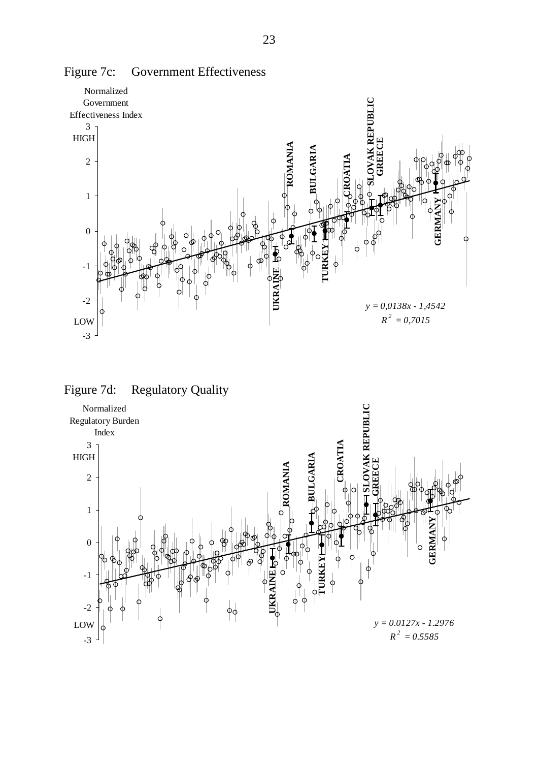Figure 7c: Government Effectiveness

Normalized Government Effectiveness Index

3 HIGH

2

1

0

-1

-2

-3 LOW

ROMANIA BULGARIA CROATIA SLOVAK REPUBLIC GREECE UKRAINE TURKEY GERMANY

$y = 0,0138x - 1,4542$

$R^2 = 0,7015$

Figure 7d: Regulatory Quality

Normalized Regulatory Burden Index

3 HIGH

2

1

0

-1

-2

-3 LOW

ROMANIA BULGARIA CROATIA SLOVAK REPUBLIC GREECE UKRAINE TURKEY GERMANY

$y = 0.0127x - 1.2976$

$R^2 = 0.5585$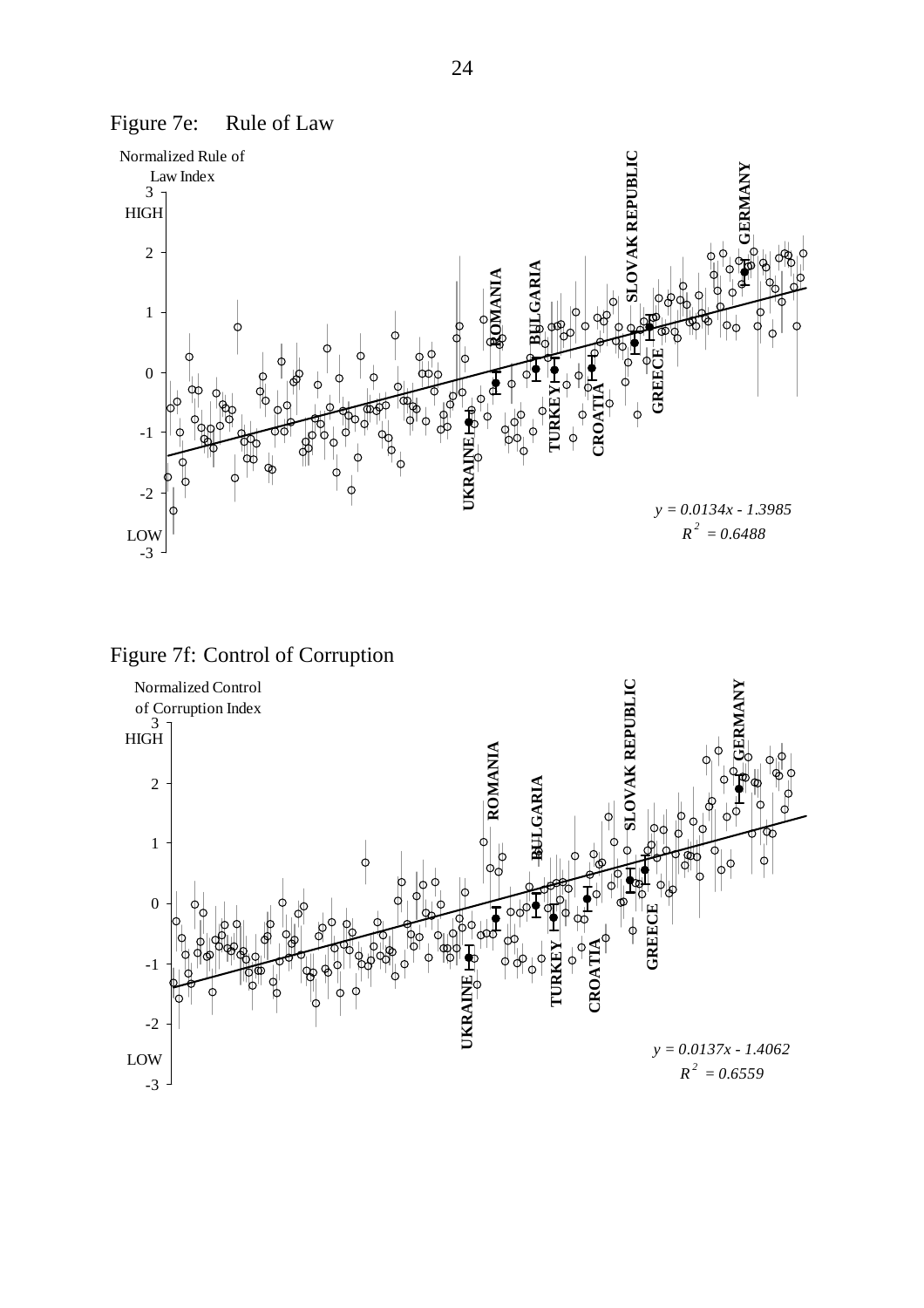Figure 7e: Rule of Law

Normalized Rule of Law Index

3
HIGH

2

1

0

-1

-2

LOW
-3

UKRAINE ROMANIA BULGARIA TURKEY CROATIA SLOVAK REPUBLIC GREECE GERMANY

$y = 0.0134x - 1.3985$

$R^2 = 0.6488$

Figure 7f: Control of Corruption

Normalized Control of Corruption Index

3
HIGH

2

1

0

-1

-2

LOW
-3

UKRAINE ROMANIA BULGARIA TURKEY CROATIA SLOVAK REPUBLIC GREECE GERMANY

$y = 0.0137x - 1.4062$

$R^2 = 0.6559$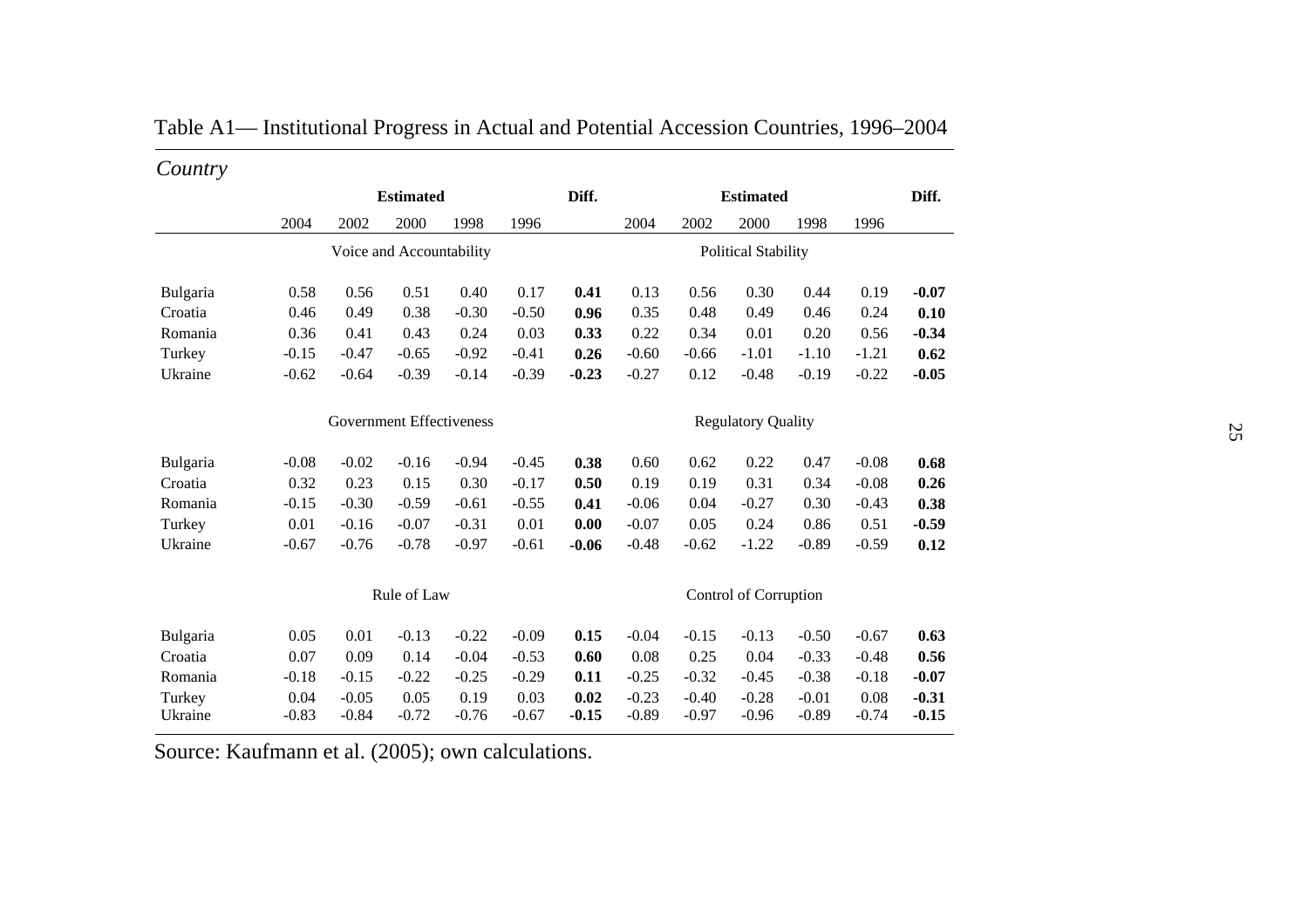Table A1— Institutional Progress in Actual and Potential Accession Countries, 1996–2004

| *Country* | **Estimated** | | | | | **Diff.** | **Estimated** | | | | | **Diff.** |
|---|---|---|---|---|---|---|---|---|---|---|---|---|
| | 2004 | 2002 | 2000 | 1998 | 1996 | | 2004 | 2002 | 2000 | 1998 | 1996 | |
| | Voice and Accountability | | | | | | Political Stability | | | | | |
| Bulgaria | 0.58 | 0.56 | 0.51 | 0.40 | 0.17 | **0.41** | 0.13 | 0.56 | 0.30 | 0.44 | 0.19 | **-0.07** |
| Croatia | 0.46 | 0.49 | 0.38 | -0.30 | -0.50 | **0.96** | 0.35 | 0.48 | 0.49 | 0.46 | 0.24 | **0.10** |
| Romania | 0.36 | 0.41 | 0.43 | 0.24 | 0.03 | **0.33** | 0.22 | 0.34 | 0.01 | 0.20 | 0.56 | **-0.34** |
| Turkey | -0.15 | -0.47 | -0.65 | -0.92 | -0.41 | **0.26** | -0.60 | -0.66 | -1.01 | -1.10 | -1.21 | **0.62** |
| Ukraine | -0.62 | -0.64 | -0.39 | -0.14 | -0.39 | **-0.23** | -0.27 | 0.12 | -0.48 | -0.19 | -0.22 | **-0.05** |
| | Government Effectiveness | | | | | | Regulatory Quality | | | | | |
| Bulgaria | -0.08 | -0.02 | -0.16 | -0.94 | -0.45 | **0.38** | 0.60 | 0.62 | 0.22 | 0.47 | -0.08 | **0.68** |
| Croatia | 0.32 | 0.23 | 0.15 | 0.30 | -0.17 | **0.50** | 0.19 | 0.19 | 0.31 | 0.34 | -0.08 | **0.26** |
| Romania | -0.15 | -0.30 | -0.59 | -0.61 | -0.55 | **0.41** | -0.06 | 0.04 | -0.27 | 0.30 | -0.43 | **0.38** |
| Turkey | 0.01 | -0.16 | -0.07 | -0.31 | 0.01 | **0.00** | -0.07 | 0.05 | 0.24 | 0.86 | 0.51 | **-0.59** |
| Ukraine | -0.67 | -0.76 | -0.78 | -0.97 | -0.61 | **-0.06** | -0.48 | -0.62 | -1.22 | -0.89 | -0.59 | **0.12** |
| | Rule of Law | | | | | | Control of Corruption | | | | | |
| Bulgaria | 0.05 | 0.01 | -0.13 | -0.22 | -0.09 | **0.15** | -0.04 | -0.15 | -0.13 | -0.50 | -0.67 | **0.63** |
| Croatia | 0.07 | 0.09 | 0.14 | -0.04 | -0.53 | **0.60** | 0.08 | 0.25 | 0.04 | -0.33 | -0.48 | **0.56** |
| Romania | -0.18 | -0.15 | -0.22 | -0.25 | -0.29 | **0.11** | -0.25 | -0.32 | -0.45 | -0.38 | -0.18 | **-0.07** |
| Turkey | 0.04 | -0.05 | 0.05 | 0.19 | 0.03 | **0.02** | -0.23 | -0.40 | -0.28 | -0.01 | 0.08 | **-0.31** |
| Ukraine | -0.83 | -0.84 | -0.72 | -0.76 | -0.67 | **-0.15** | -0.89 | -0.97 | -0.96 | -0.89 | -0.74 | **-0.15** |

Source: Kaufmann et al. (2005); own calculations.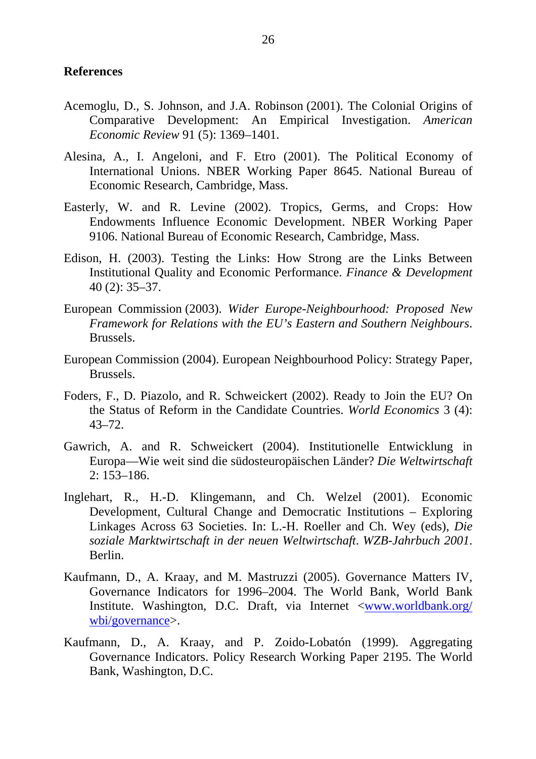**References**

Acemoglu, D., S. Johnson, and J.A. Robinson (2001). The Colonial Origins of Comparative Development: An Empirical Investigation. *American Economic Review* 91 (5): 1369–1401.

Alesina, A., I. Angeloni, and F. Etro (2001). The Political Economy of International Unions. NBER Working Paper 8645. National Bureau of Economic Research, Cambridge, Mass.

Easterly, W. and R. Levine (2002). Tropics, Germs, and Crops: How Endowments Influence Economic Development. NBER Working Paper 9106. National Bureau of Economic Research, Cambridge, Mass.

Edison, H. (2003). Testing the Links: How Strong are the Links Between Institutional Quality and Economic Performance. *Finance & Development* 40 (2): 35–37.

European Commission (2003). *Wider Europe-Neighbourhood: Proposed New Framework for Relations with the EU's Eastern and Southern Neighbours*. Brussels.

European Commission (2004). European Neighbourhood Policy: Strategy Paper, Brussels.

Foders, F., D. Piazolo, and R. Schweickert (2002). Ready to Join the EU? On the Status of Reform in the Candidate Countries. *World Economics* 3 (4): 43–72.

Gawrich, A. and R. Schweickert (2004). Institutionelle Entwicklung in Europa—Wie weit sind die südosteuropäischen Länder? *Die Weltwirtschaft* 2: 153–186.

Inglehart, R., H.-D. Klingemann, and Ch. Welzel (2001). Economic Development, Cultural Change and Democratic Institutions – Exploring Linkages Across 63 Societies. In: L.-H. Roeller and Ch. Wey (eds), *Die soziale Marktwirtschaft in der neuen Weltwirtschaft*. *WZB-Jahrbuch 2001*. Berlin.

Kaufmann, D., A. Kraay, and M. Mastruzzi (2005). Governance Matters IV, Governance Indicators for 1996–2004. The World Bank, World Bank Institute. Washington, D.C. Draft, via Internet <www.worldbank.org/wbi/governance>.

Kaufmann, D., A. Kraay, and P. Zoido-Lobatón (1999). Aggregating Governance Indicators. Policy Research Working Paper 2195. The World Bank, Washington, D.C.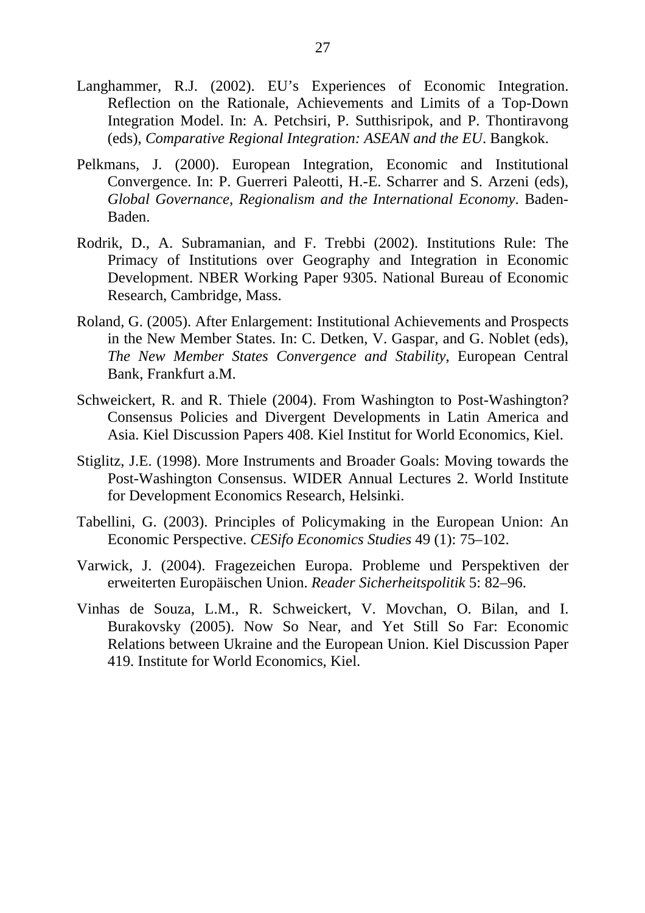Langhammer, R.J. (2002). EU's Experiences of Economic Integration. Reflection on the Rationale, Achievements and Limits of a Top-Down Integration Model. In: A. Petchsiri, P. Sutthisripok, and P. Thontiravong (eds), *Comparative Regional Integration: ASEAN and the EU*. Bangkok.

Pelkmans, J. (2000). European Integration, Economic and Institutional Convergence. In: P. Guerreri Paleotti, H.-E. Scharrer and S. Arzeni (eds), *Global Governance, Regionalism and the International Economy*. Baden-Baden.

Rodrik, D., A. Subramanian, and F. Trebbi (2002). Institutions Rule: The Primacy of Institutions over Geography and Integration in Economic Development. NBER Working Paper 9305. National Bureau of Economic Research, Cambridge, Mass.

Roland, G. (2005). After Enlargement: Institutional Achievements and Prospects in the New Member States. In: C. Detken, V. Gaspar, and G. Noblet (eds), *The New Member States Convergence and Stability*, European Central Bank, Frankfurt a.M.

Schweickert, R. and R. Thiele (2004). From Washington to Post-Washington? Consensus Policies and Divergent Developments in Latin America and Asia. Kiel Discussion Papers 408. Kiel Institut for World Economics, Kiel.

Stiglitz, J.E. (1998). More Instruments and Broader Goals: Moving towards the Post-Washington Consensus. WIDER Annual Lectures 2. World Institute for Development Economics Research, Helsinki.

Tabellini, G. (2003). Principles of Policymaking in the European Union: An Economic Perspective. *CESifo Economics Studies* 49 (1): 75–102.

Varwick, J. (2004). Fragezeichen Europa. Probleme und Perspektiven der erweiterten Europäischen Union. *Reader Sicherheitspolitik* 5: 82–96.

Vinhas de Souza, L.M., R. Schweickert, V. Movchan, O. Bilan, and I. Burakovsky (2005). Now So Near, and Yet Still So Far: Economic Relations between Ukraine and the European Union. Kiel Discussion Paper 419. Institute for World Economics, Kiel.